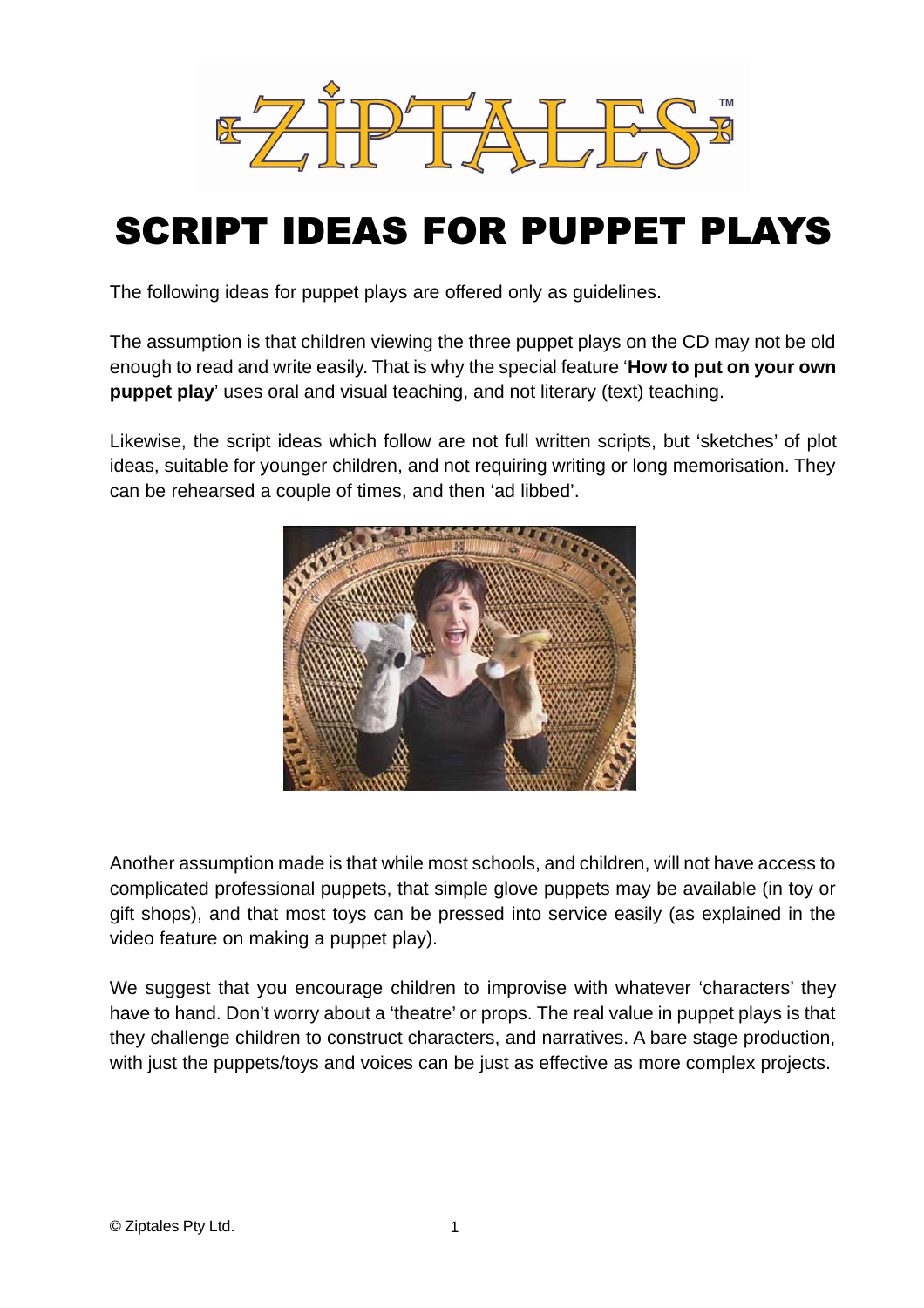# ZIPTALES™

# SCRIPT IDEAS FOR PUPPET PLAYS

The following ideas for puppet plays are offered only as guidelines.

The assumption is that children viewing the three puppet plays on the CD may not be old enough to read and write easily. That is why the special feature '**How to put on your own puppet play**' uses oral and visual teaching, and not literary (text) teaching.

Likewise, the script ideas which follow are not full written scripts, but 'sketches' of plot ideas, suitable for younger children, and not requiring writing or long memorisation. They can be rehearsed a couple of times, and then 'ad libbed'.

Another assumption made is that while most schools, and children, will not have access to complicated professional puppets, that simple glove puppets may be available (in toy or gift shops), and that most toys can be pressed into service easily (as explained in the video feature on making a puppet play).

We suggest that you encourage children to improvise with whatever 'characters' they have to hand. Don't worry about a 'theatre' or props. The real value in puppet plays is that they challenge children to construct characters, and narratives. A bare stage production, with just the puppets/toys and voices can be just as effective as more complex projects.

© Ziptales Pty Ltd.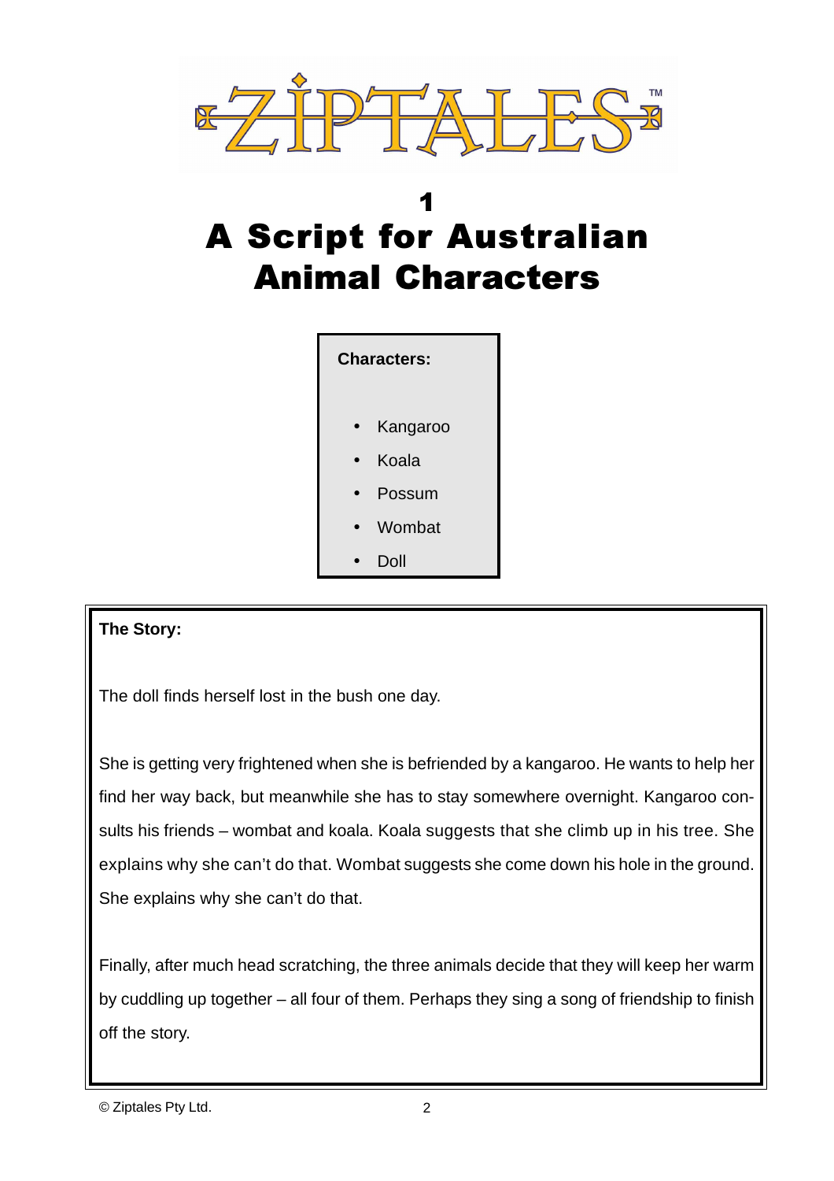ZIPTALES™

# 1
# A Script for Australian Animal Characters

**Characters:**

- Kangaroo
- Koala
- Possum
- Wombat
- Doll

**The Story:**

The doll finds herself lost in the bush one day.

She is getting very frightened when she is befriended by a kangaroo. He wants to help her find her way back, but meanwhile she has to stay somewhere overnight. Kangaroo consults his friends – wombat and koala. Koala suggests that she climb up in his tree. She explains why she can't do that. Wombat suggests she come down his hole in the ground. She explains why she can't do that.

Finally, after much head scratching, the three animals decide that they will keep her warm by cuddling up together – all four of them. Perhaps they sing a song of friendship to finish off the story.

© Ziptales Pty Ltd.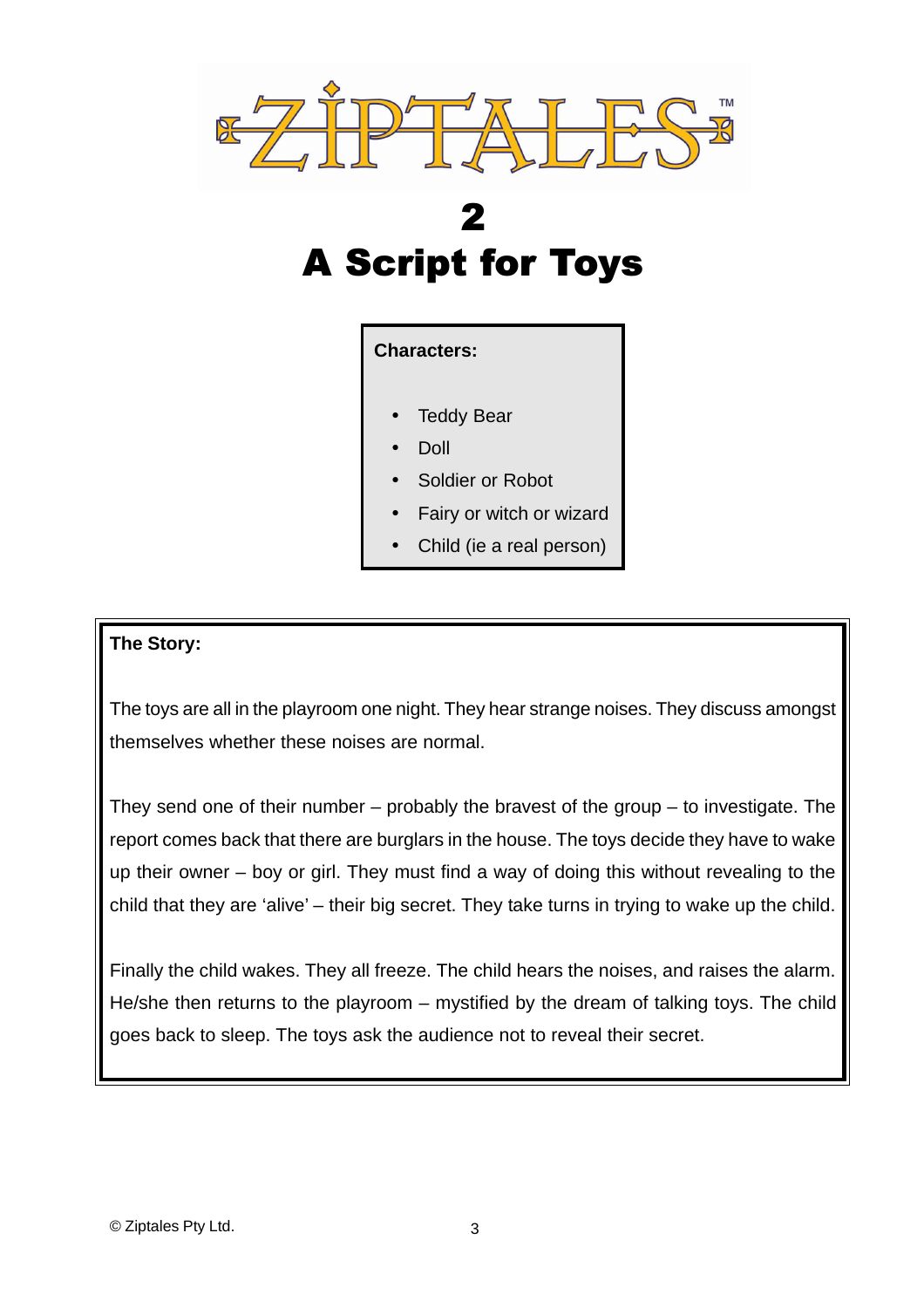# ZIPTALES™

## 2
## A Script for Toys

**Characters:**

- Teddy Bear
- Doll
- Soldier or Robot
- Fairy or witch or wizard
- Child (ie a real person)

**The Story:**

The toys are all in the playroom one night. They hear strange noises. They discuss amongst themselves whether these noises are normal.

They send one of their number – probably the bravest of the group – to investigate. The report comes back that there are burglars in the house. The toys decide they have to wake up their owner – boy or girl. They must find a way of doing this without revealing to the child that they are 'alive' – their big secret. They take turns in trying to wake up the child.

Finally the child wakes. They all freeze. The child hears the noises, and raises the alarm. He/she then returns to the playroom – mystified by the dream of talking toys. The child goes back to sleep. The toys ask the audience not to reveal their secret.

© Ziptales Pty Ltd.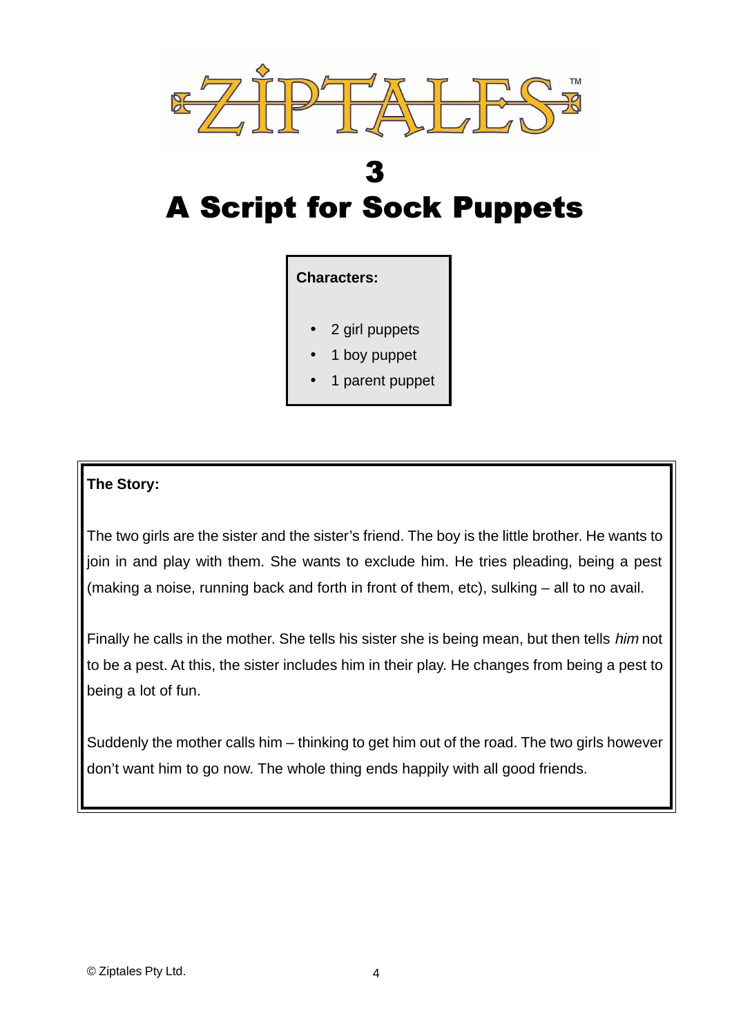# ZIPTALES™

## 3

## A Script for Sock Puppets

**Characters:**

- 2 girl puppets
- 1 boy puppet
- 1 parent puppet

**The Story:**

The two girls are the sister and the sister's friend. The boy is the little brother. He wants to join in and play with them. She wants to exclude him. He tries pleading, being a pest (making a noise, running back and forth in front of them, etc), sulking – all to no avail.

Finally he calls in the mother. She tells his sister she is being mean, but then tells *him* not to be a pest. At this, the sister includes him in their play. He changes from being a pest to being a lot of fun.

Suddenly the mother calls him – thinking to get him out of the road. The two girls however don't want him to go now. The whole thing ends happily with all good friends.

© Ziptales Pty Ltd.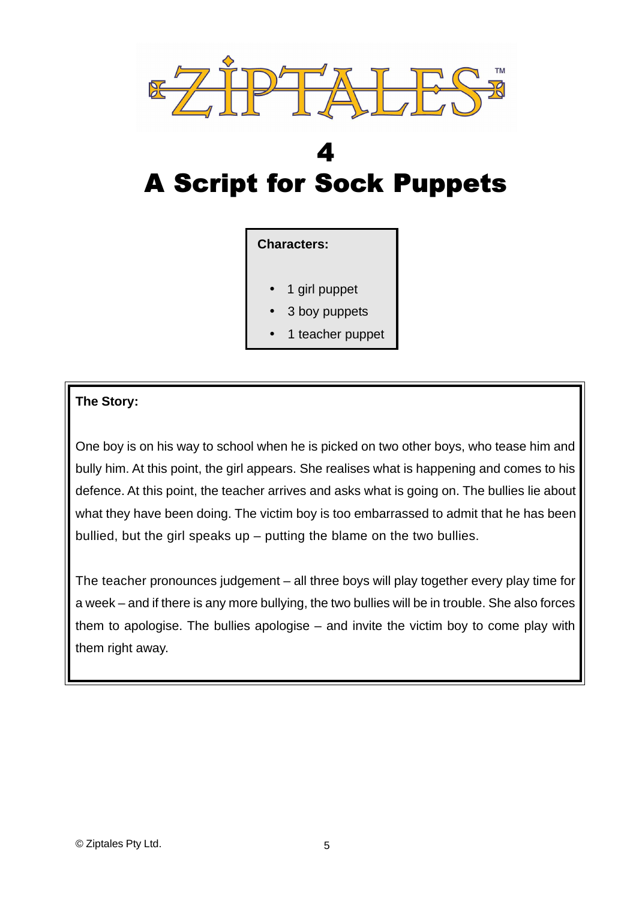ZIPTALES™

# 4

# A Script for Sock Puppets

**Characters:**

- 1 girl puppet
- 3 boy puppets
- 1 teacher puppet

**The Story:**

One boy is on his way to school when he is picked on two other boys, who tease him and bully him. At this point, the girl appears. She realises what is happening and comes to his defence. At this point, the teacher arrives and asks what is going on. The bullies lie about what they have been doing. The victim boy is too embarrassed to admit that he has been bullied, but the girl speaks up – putting the blame on the two bullies.

The teacher pronounces judgement – all three boys will play together every play time for a week – and if there is any more bullying, the two bullies will be in trouble. She also forces them to apologise. The bullies apologise – and invite the victim boy to come play with them right away.

© Ziptales Pty Ltd.